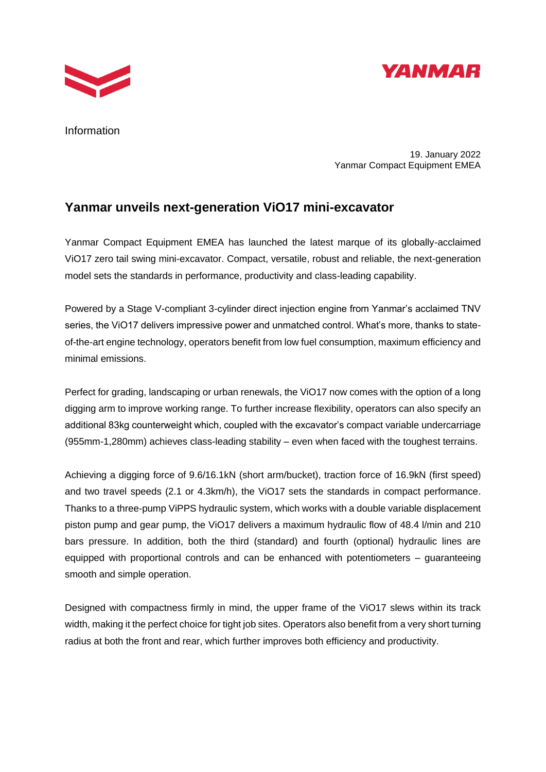Information

19. January 2022
Yanmar Compact Equipment EMEA

## Yanmar unveils next-generation ViO17 mini-excavator

Yanmar Compact Equipment EMEA has launched the latest marque of its globally-acclaimed ViO17 zero tail swing mini-excavator. Compact, versatile, robust and reliable, the next-generation model sets the standards in performance, productivity and class-leading capability.

Powered by a Stage V-compliant 3-cylinder direct injection engine from Yanmar's acclaimed TNV series, the ViO17 delivers impressive power and unmatched control. What's more, thanks to state-of-the-art engine technology, operators benefit from low fuel consumption, maximum efficiency and minimal emissions.

Perfect for grading, landscaping or urban renewals, the ViO17 now comes with the option of a long digging arm to improve working range. To further increase flexibility, operators can also specify an additional 83kg counterweight which, coupled with the excavator's compact variable undercarriage (955mm-1,280mm) achieves class-leading stability – even when faced with the toughest terrains.

Achieving a digging force of 9.6/16.1kN (short arm/bucket), traction force of 16.9kN (first speed) and two travel speeds (2.1 or 4.3km/h), the ViO17 sets the standards in compact performance. Thanks to a three-pump ViPPS hydraulic system, which works with a double variable displacement piston pump and gear pump, the ViO17 delivers a maximum hydraulic flow of 48.4 l/min and 210 bars pressure. In addition, both the third (standard) and fourth (optional) hydraulic lines are equipped with proportional controls and can be enhanced with potentiometers – guaranteeing smooth and simple operation.

Designed with compactness firmly in mind, the upper frame of the ViO17 slews within its track width, making it the perfect choice for tight job sites. Operators also benefit from a very short turning radius at both the front and rear, which further improves both efficiency and productivity.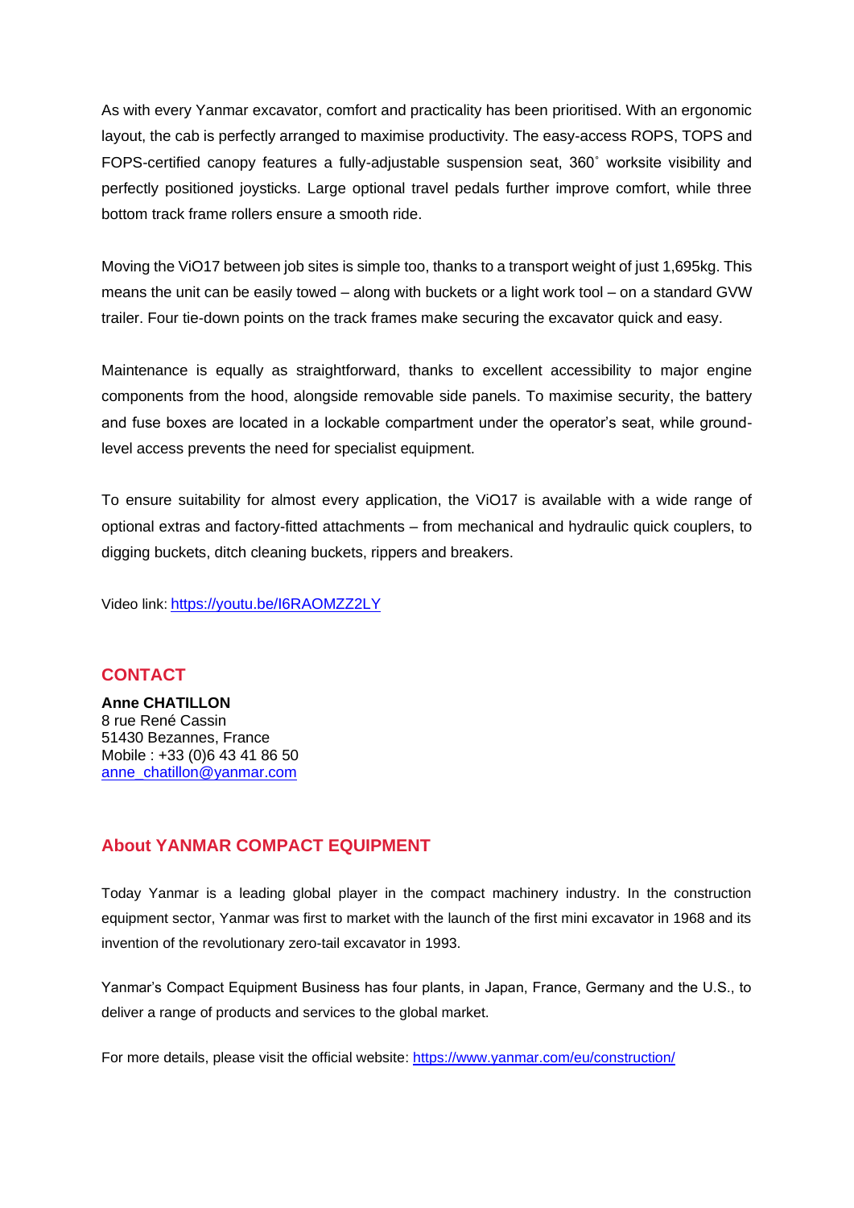As with every Yanmar excavator, comfort and practicality has been prioritised. With an ergonomic layout, the cab is perfectly arranged to maximise productivity. The easy-access ROPS, TOPS and FOPS-certified canopy features a fully-adjustable suspension seat, 360˚ worksite visibility and perfectly positioned joysticks. Large optional travel pedals further improve comfort, while three bottom track frame rollers ensure a smooth ride.

Moving the ViO17 between job sites is simple too, thanks to a transport weight of just 1,695kg. This means the unit can be easily towed – along with buckets or a light work tool – on a standard GVW trailer. Four tie-down points on the track frames make securing the excavator quick and easy.

Maintenance is equally as straightforward, thanks to excellent accessibility to major engine components from the hood, alongside removable side panels. To maximise security, the battery and fuse boxes are located in a lockable compartment under the operator's seat, while ground-level access prevents the need for specialist equipment.

To ensure suitability for almost every application, the ViO17 is available with a wide range of optional extras and factory-fitted attachments – from mechanical and hydraulic quick couplers, to digging buckets, ditch cleaning buckets, rippers and breakers.

Video link: [https://youtu.be/I6RAOMZZ2LY](https://youtu.be/I6RAOMZZ2LY)

## CONTACT

**Anne CHATILLON**
8 rue René Cassin
51430 Bezannes, France
Mobile : +33 (0)6 43 41 86 50
[anne_chatillon@yanmar.com](mailto:anne_chatillon@yanmar.com)

## About YANMAR COMPACT EQUIPMENT

Today Yanmar is a leading global player in the compact machinery industry. In the construction equipment sector, Yanmar was first to market with the launch of the first mini excavator in 1968 and its invention of the revolutionary zero-tail excavator in 1993.

Yanmar's Compact Equipment Business has four plants, in Japan, France, Germany and the U.S., to deliver a range of products and services to the global market.

For more details, please visit the official website: [https://www.yanmar.com/eu/construction/](https://www.yanmar.com/eu/construction/)